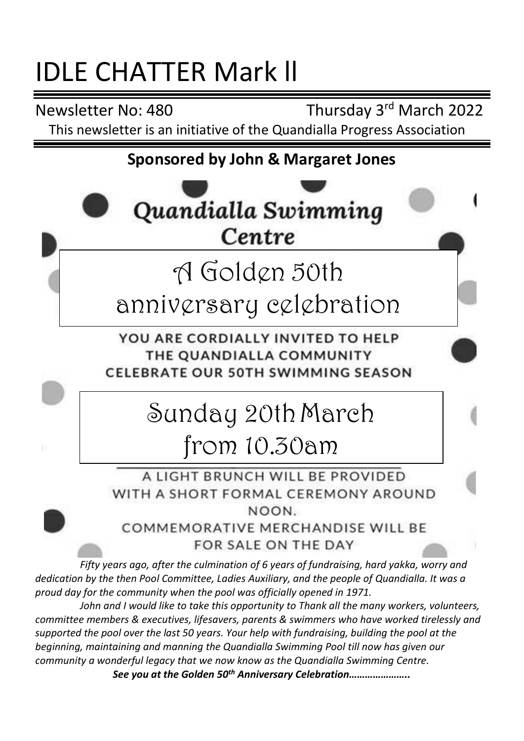# IDLE CHATTER Mark ll

Newsletter No: 480 Thursday 3rd March 2022

This newsletter is an initiative of the Quandialla Progress Association

**Sponsored by John & Margaret Jones**

## Quandialla Swimming Centre

## A Golden 50th anniversary celebration

YOU ARE CORDIALLY INVITED TO HELP THE QUANDIALLA COMMUNITY CELEBRATE OUR 50TH SWIMMING SEASON

## Sunday 20th March from 10.30am

A LIGHT BRUNCH WILL BE PROVIDED WITH A SHORT FORMAL CEREMONY AROUND NOON.

COMMEMORATIVE MERCHANDISE WILL BE FOR SALE ON THE DAY

*Fifty years ago, after the culmination of 6 years of fundraising, hard yakka, worry and dedication by the then Pool Committee, Ladies Auxiliary, and the people of Quandialla. It was a proud day for the community when the pool was officially opened in 1971.*

*John and I would like to take this opportunity to Thank all the many workers, volunteers, committee members & executives, lifesavers, parents & swimmers who have worked tirelessly and supported the pool over the last 50 years. Your help with fundraising, building the pool at the beginning, maintaining and manning the Quandialla Swimming Pool till now has given our community a wonderful legacy that we now know as the Quandialla Swimming Centre.*

***See you at the Golden 50th Anniversary Celebration…………………..***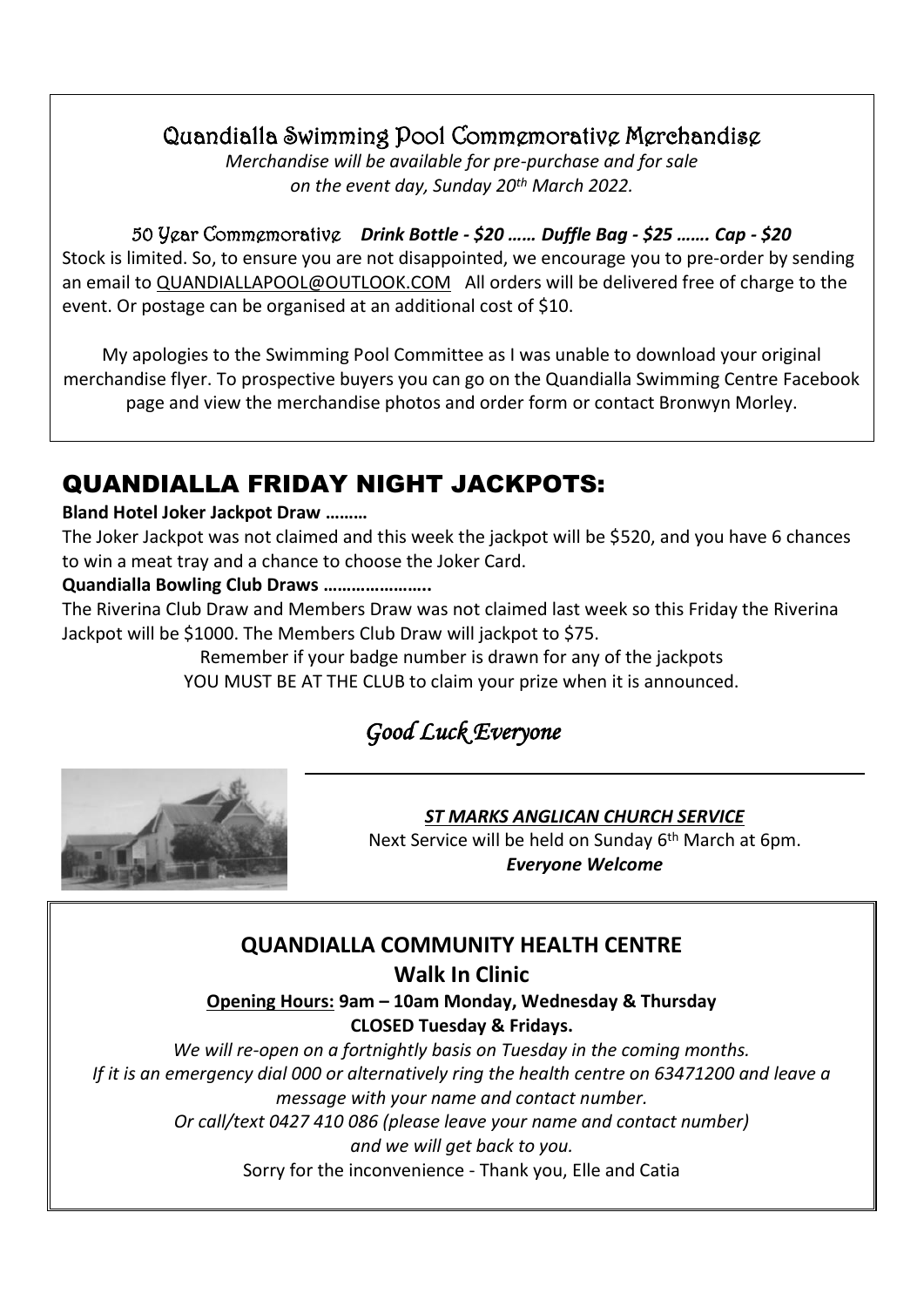## Quandialla Swimming Pool Commemorative Merchandise

*Merchandise will be available for pre-purchase and for sale on the event day, Sunday 20th March 2022.*

50 Year Commemorative ***Drink Bottle - $20 …… Duffle Bag - $25 ……. Cap - $20***

Stock is limited. So, to ensure you are not disappointed, we encourage you to pre-order by sending an email to QUANDIALLAPOOL@OUTLOOK.COM All orders will be delivered free of charge to the event. Or postage can be organised at an additional cost of $10.

My apologies to the Swimming Pool Committee as I was unable to download your original merchandise flyer. To prospective buyers you can go on the Quandialla Swimming Centre Facebook page and view the merchandise photos and order form or contact Bronwyn Morley.

## QUANDIALLA FRIDAY NIGHT JACKPOTS:

**Bland Hotel Joker Jackpot Draw ………**

The Joker Jackpot was not claimed and this week the jackpot will be $520, and you have 6 chances to win a meat tray and a chance to choose the Joker Card.

**Quandialla Bowling Club Draws …………………..**

The Riverina Club Draw and Members Draw was not claimed last week so this Friday the Riverina Jackpot will be $1000. The Members Club Draw will jackpot to $75.

Remember if your badge number is drawn for any of the jackpots
YOU MUST BE AT THE CLUB to claim your prize when it is announced.

*Good Luck Everyone*

***ST MARKS ANGLICAN CHURCH SERVICE***

Next Service will be held on Sunday 6th March at 6pm.

***Everyone Welcome***

### QUANDIALLA COMMUNITY HEALTH CENTRE

### Walk In Clinic

**Opening Hours: 9am – 10am Monday, Wednesday & Thursday**

**CLOSED Tuesday & Fridays.**

*We will re-open on a fortnightly basis on Tuesday in the coming months.*
*If it is an emergency dial 000 or alternatively ring the health centre on 63471200 and leave a message with your name and contact number.*
*Or call/text 0427 410 086 (please leave your name and contact number) and we will get back to you.*

Sorry for the inconvenience - Thank you, Elle and Catia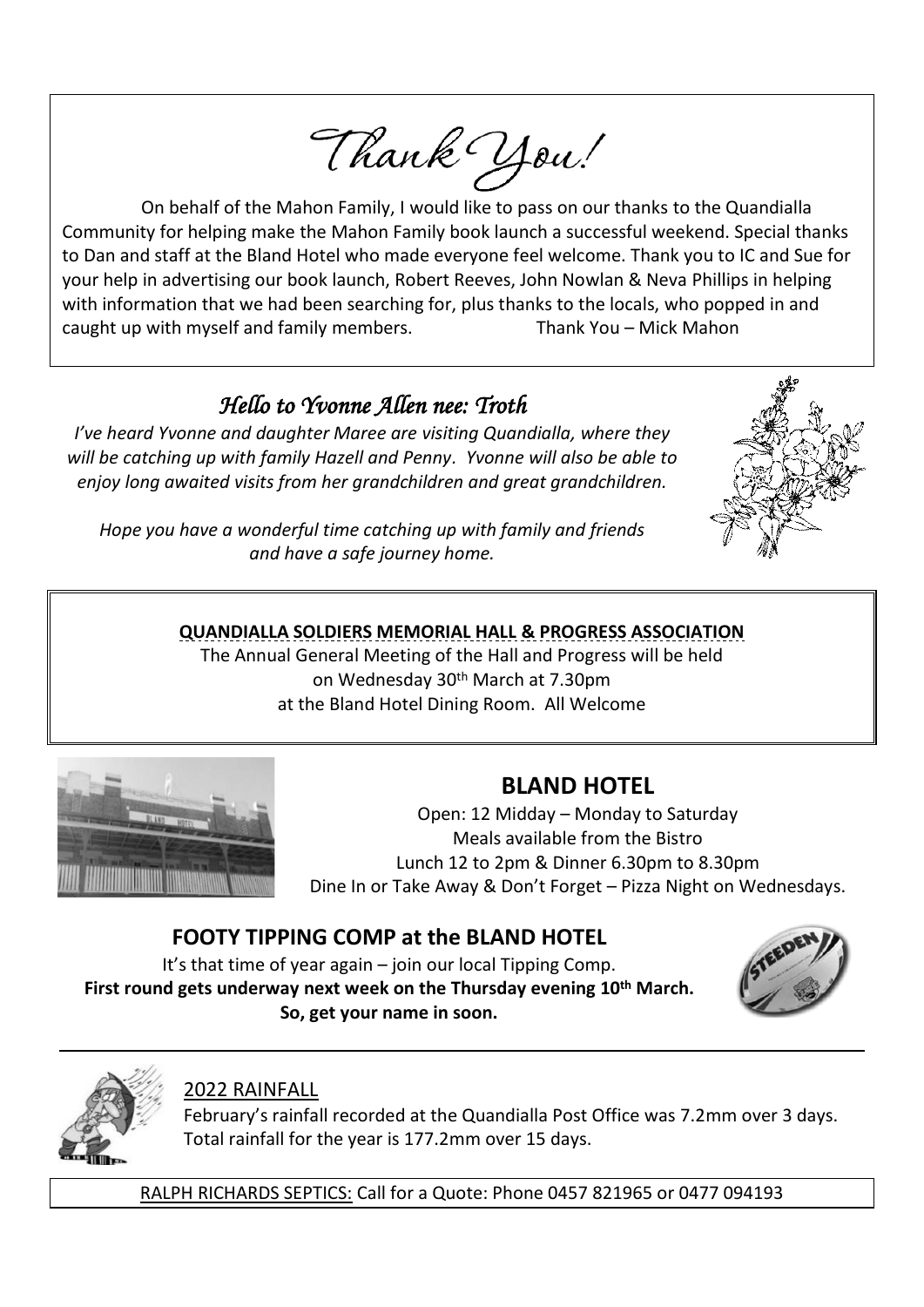# *Thank You!*

On behalf of the Mahon Family, I would like to pass on our thanks to the Quandialla Community for helping make the Mahon Family book launch a successful weekend. Special thanks to Dan and staff at the Bland Hotel who made everyone feel welcome. Thank you to IC and Sue for your help in advertising our book launch, Robert Reeves, John Nowlan & Neva Phillips in helping with information that we had been searching for, plus thanks to the locals, who popped in and caught up with myself and family members. Thank You – Mick Mahon

## *Hello to Yvonne Allen nee: Troth*

*I've heard Yvonne and daughter Maree are visiting Quandialla, where they will be catching up with family Hazell and Penny. Yvonne will also be able to enjoy long awaited visits from her grandchildren and great grandchildren.*

*Hope you have a wonderful time catching up with family and friends and have a safe journey home.*

**QUANDIALLA SOLDIERS MEMORIAL HALL & PROGRESS ASSOCIATION**

The Annual General Meeting of the Hall and Progress will be held on Wednesday 30th March at 7.30pm at the Bland Hotel Dining Room. All Welcome

## BLAND HOTEL

Open: 12 Midday – Monday to Saturday
Meals available from the Bistro
Lunch 12 to 2pm & Dinner 6.30pm to 8.30pm
Dine In or Take Away & Don't Forget – Pizza Night on Wednesdays.

## FOOTY TIPPING COMP at the BLAND HOTEL

It's that time of year again – join our local Tipping Comp.
**First round gets underway next week on the Thursday evening 10th March.**
**So, get your name in soon.**

2022 RAINFALL

February's rainfall recorded at the Quandialla Post Office was 7.2mm over 3 days.
Total rainfall for the year is 177.2mm over 15 days.

RALPH RICHARDS SEPTICS: Call for a Quote: Phone 0457 821965 or 0477 094193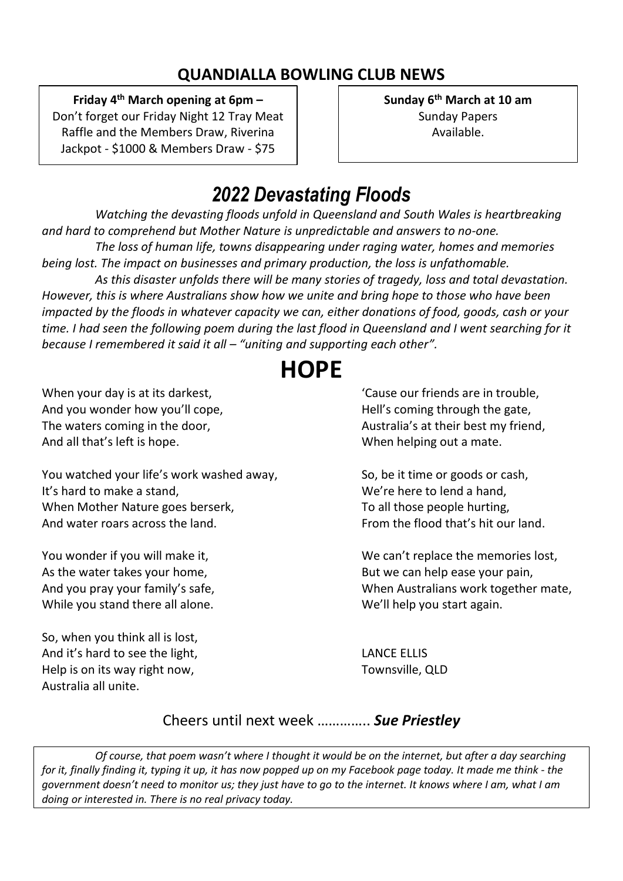## QUANDIALLA BOWLING CLUB NEWS

**Friday 4th March opening at 6pm –**
Don't forget our Friday Night 12 Tray Meat Raffle and the Members Draw, Riverina Jackpot - $1000 & Members Draw - $75

**Sunday 6th March at 10 am**
Sunday Papers Available.

# *2022 Devastating Floods*

*Watching the devasting floods unfold in Queensland and South Wales is heartbreaking and hard to comprehend but Mother Nature is unpredictable and answers to no-one.*

*The loss of human life, towns disappearing under raging water, homes and memories being lost. The impact on businesses and primary production, the loss is unfathomable.*

*As this disaster unfolds there will be many stories of tragedy, loss and total devastation. However, this is where Australians show how we unite and bring hope to those who have been impacted by the floods in whatever capacity we can, either donations of food, goods, cash or your time. I had seen the following poem during the last flood in Queensland and I went searching for it because I remembered it said it all – "uniting and supporting each other".*

# HOPE

When your day is at its darkest,
And you wonder how you'll cope,
The waters coming in the door,
And all that's left is hope.

You watched your life's work washed away,
It's hard to make a stand,
When Mother Nature goes berserk,
And water roars across the land.

You wonder if you will make it,
As the water takes your home,
And you pray your family's safe,
While you stand there all alone.

So, when you think all is lost,
And it's hard to see the light,
Help is on its way right now,
Australia all unite.

'Cause our friends are in trouble,
Hell's coming through the gate,
Australia's at their best my friend,
When helping out a mate.

So, be it time or goods or cash,
We're here to lend a hand,
To all those people hurting,
From the flood that's hit our land.

We can't replace the memories lost,
But we can help ease your pain,
When Australians work together mate,
We'll help you start again.

LANCE ELLIS
Townsville, QLD

Cheers until next week ………….. ***Sue Priestley***

*Of course, that poem wasn't where I thought it would be on the internet, but after a day searching for it, finally finding it, typing it up, it has now popped up on my Facebook page today. It made me think - the government doesn't need to monitor us; they just have to go to the internet. It knows where I am, what I am doing or interested in. There is no real privacy today.*